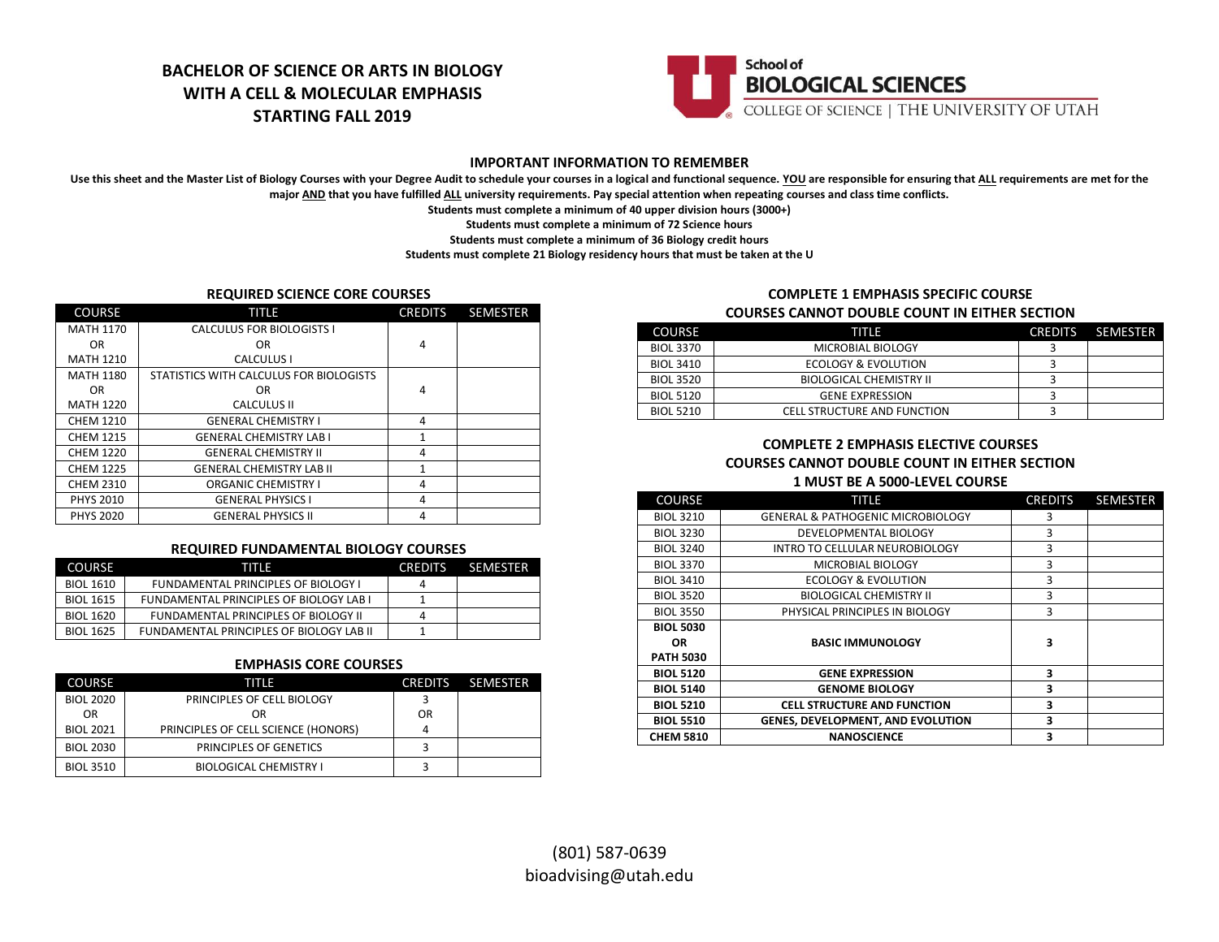# BACHELOR OF SCIENCE OR ARTS IN BIOLOGY WITH A CELL & MOLECULAR EMPHASIS STARTING FALL 2019

School of BIOLOGICAL SCIENCES
COLLEGE OF SCIENCE | THE UNIVERSITY OF UTAH

## IMPORTANT INFORMATION TO REMEMBER

**Use this sheet and the Master List of Biology Courses with your Degree Audit to schedule your courses in a logical and functional sequence. YOU are responsible for ensuring that ALL requirements are met for the major AND that you have fulfilled ALL university requirements. Pay special attention when repeating courses and class time conflicts.**

**Students must complete a minimum of 40 upper division hours (3000+)**

**Students must complete a minimum of 72 Science hours**

**Students must complete a minimum of 36 Biology credit hours**

**Students must complete 21 Biology residency hours that must be taken at the U**

### REQUIRED SCIENCE CORE COURSES

| COURSE | TITLE | CREDITS | SEMESTER |
|---|---|---|---|
| MATH 1170 OR MATH 1210 | CALCULUS FOR BIOLOGISTS I OR CALCULUS I | 4 | |
| MATH 1180 OR MATH 1220 | STATISTICS WITH CALCULUS FOR BIOLOGISTS OR CALCULUS II | 4 | |
| CHEM 1210 | GENERAL CHEMISTRY I | 4 | |
| CHEM 1215 | GENERAL CHEMISTRY LAB I | 1 | |
| CHEM 1220 | GENERAL CHEMISTRY II | 4 | |
| CHEM 1225 | GENERAL CHEMISTRY LAB II | 1 | |
| CHEM 2310 | ORGANIC CHEMISTRY I | 4 | |
| PHYS 2010 | GENERAL PHYSICS I | 4 | |
| PHYS 2020 | GENERAL PHYSICS II | 4 | |

### REQUIRED FUNDAMENTAL BIOLOGY COURSES

| COURSE | TITLE | CREDITS | SEMESTER |
|---|---|---|---|
| BIOL 1610 | FUNDAMENTAL PRINCIPLES OF BIOLOGY I | 4 | |
| BIOL 1615 | FUNDAMENTAL PRINCIPLES OF BIOLOGY LAB I | 1 | |
| BIOL 1620 | FUNDAMENTAL PRINCIPLES OF BIOLOGY II | 4 | |
| BIOL 1625 | FUNDAMENTAL PRINCIPLES OF BIOLOGY LAB II | 1 | |

### EMPHASIS CORE COURSES

| COURSE | TITLE | CREDITS | SEMESTER |
|---|---|---|---|
| BIOL 2020 OR BIOL 2021 | PRINCIPLES OF CELL BIOLOGY OR PRINCIPLES OF CELL SCIENCE (HONORS) | 3 OR 4 | |
| BIOL 2030 | PRINCIPLES OF GENETICS | 3 | |
| BIOL 3510 | BIOLOGICAL CHEMISTRY I | 3 | |

### COMPLETE 1 EMPHASIS SPECIFIC COURSE
### COURSES CANNOT DOUBLE COUNT IN EITHER SECTION

| COURSE | TITLE | CREDITS | SEMESTER |
|---|---|---|---|
| BIOL 3370 | MICROBIAL BIOLOGY | 3 | |
| BIOL 3410 | ECOLOGY & EVOLUTION | 3 | |
| BIOL 3520 | BIOLOGICAL CHEMISTRY II | 3 | |
| BIOL 5120 | GENE EXPRESSION | 3 | |
| BIOL 5210 | CELL STRUCTURE AND FUNCTION | 3 | |

### COMPLETE 2 EMPHASIS ELECTIVE COURSES
### COURSES CANNOT DOUBLE COUNT IN EITHER SECTION
### 1 MUST BE A 5000-LEVEL COURSE

| COURSE | TITLE | CREDITS | SEMESTER |
|---|---|---|---|
| BIOL 3210 | GENERAL & PATHOGENIC MICROBIOLOGY | 3 | |
| BIOL 3230 | DEVELOPMENTAL BIOLOGY | 3 | |
| BIOL 3240 | INTRO TO CELLULAR NEUROBIOLOGY | 3 | |
| BIOL 3370 | MICROBIAL BIOLOGY | 3 | |
| BIOL 3410 | ECOLOGY & EVOLUTION | 3 | |
| BIOL 3520 | BIOLOGICAL CHEMISTRY II | 3 | |
| BIOL 3550 | PHYSICAL PRINCIPLES IN BIOLOGY | 3 | |
| **BIOL 5030 OR PATH 5030** | **BASIC IMMUNOLOGY** | **3** | |
| **BIOL 5120** | **GENE EXPRESSION** | **3** | |
| **BIOL 5140** | **GENOME BIOLOGY** | **3** | |
| **BIOL 5210** | **CELL STRUCTURE AND FUNCTION** | **3** | |
| **BIOL 5510** | **GENES, DEVELOPMENT, AND EVOLUTION** | **3** | |
| **CHEM 5810** | **NANOSCIENCE** | **3** | |

(801) 587-0639
bioadvising@utah.edu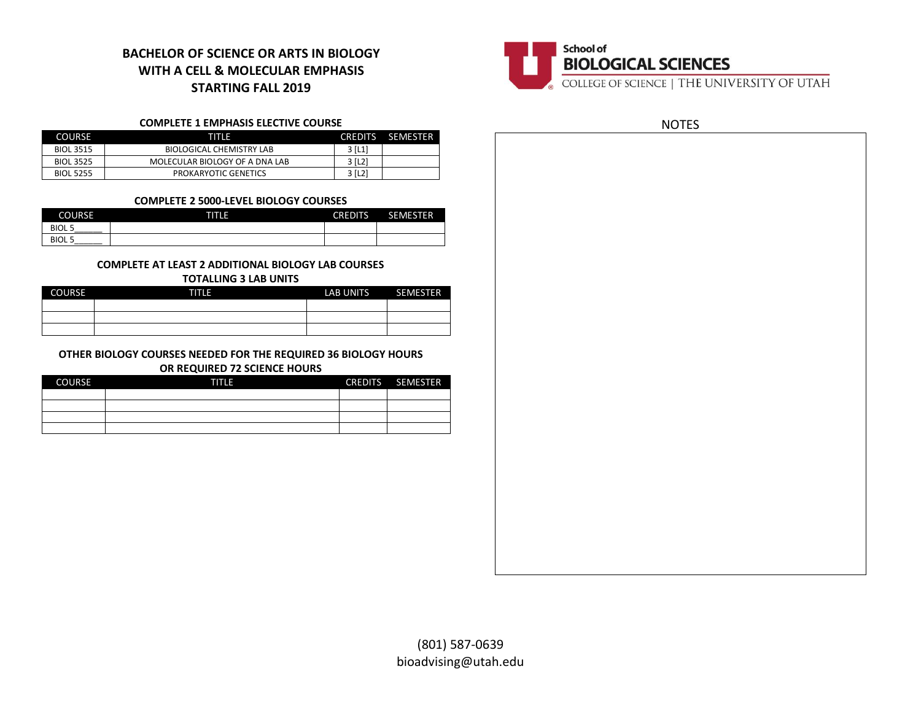# BACHELOR OF SCIENCE OR ARTS IN BIOLOGY WITH A CELL & MOLECULAR EMPHASIS STARTING FALL 2019

School of BIOLOGICAL SCIENCES
COLLEGE OF SCIENCE | THE UNIVERSITY OF UTAH

### COMPLETE 1 EMPHASIS ELECTIVE COURSE

| COURSE | TITLE | CREDITS | SEMESTER |
|---|---|---|---|
| BIOL 3515 | BIOLOGICAL CHEMISTRY LAB | 3 [L1] | |
| BIOL 3525 | MOLECULAR BIOLOGY OF A DNA LAB | 3 [L2] | |
| BIOL 5255 | PROKARYOTIC GENETICS | 3 [L2] | |

### COMPLETE 2 5000-LEVEL BIOLOGY COURSES

| COURSE | TITLE | CREDITS | SEMESTER |
|---|---|---|---|
| BIOL 5______ | | | |
| BIOL 5______ | | | |

### COMPLETE AT LEAST 2 ADDITIONAL BIOLOGY LAB COURSES TOTALLING 3 LAB UNITS

| COURSE | TITLE | LAB UNITS | SEMESTER |
|---|---|---|---|
| | | | |
| | | | |
| | | | |

### OTHER BIOLOGY COURSES NEEDED FOR THE REQUIRED 36 BIOLOGY HOURS OR REQUIRED 72 SCIENCE HOURS

| COURSE | TITLE | CREDITS | SEMESTER |
|---|---|---|---|
| | | | |
| | | | |
| | | | |
| | | | |

### NOTES

(801) 587-0639
bioadvising@utah.edu